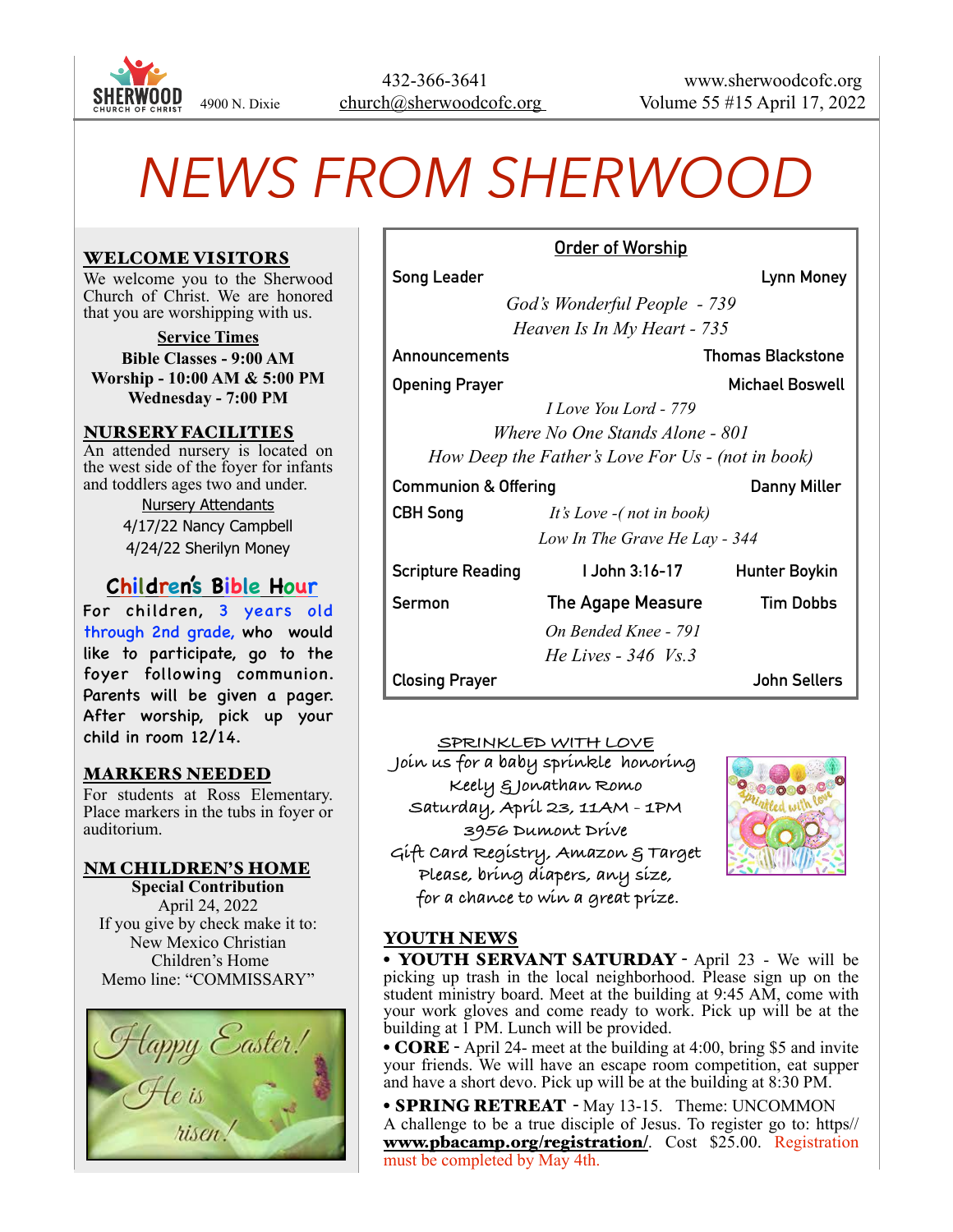SHERWOOD CHURCH OF CHRIST 4900 N. Dixie

432-366-3641
church@sherwoodcofc.org

www.sherwoodcofc.org
Volume 55 #15 April 17, 2022

# NEWS FROM SHERWOOD

## WELCOME VISITORS

We welcome you to the Sherwood Church of Christ. We are honored that you are worshipping with us.

**Service Times**

**Bible Classes - 9:00 AM**
**Worship - 10:00 AM & 5:00 PM**
**Wednesday - 7:00 PM**

## NURSERY FACILITIES

An attended nursery is located on the west side of the foyer for infants and toddlers ages two and under.

Nursery Attendants
4/17/22 Nancy Campbell
4/24/22 Sherilyn Money

## Children's Bible Hour

For children, 3 years old through 2nd grade, who would like to participate, go to the foyer following communion. Parents will be given a pager. After worship, pick up your child in room 12/14.

## MARKERS NEEDED

For students at Ross Elementary. Place markers in the tubs in foyer or auditorium.

## NM CHILDREN'S HOME

**Special Contribution**
April 24, 2022
If you give by check make it to:
New Mexico Christian Children's Home
Memo line: "COMMISSARY"

Happy Easter! He is risen!

## Order of Worship

| | | |
|---|---|---|
| Song Leader | | Lynn Money |
| | *God's Wonderful People - 739* | |
| | *Heaven Is In My Heart - 735* | |
| Announcements | | Thomas Blackstone |
| Opening Prayer | | Michael Boswell |
| | *I Love You Lord - 779* | |
| | *Where No One Stands Alone - 801* | |
| | *How Deep the Father's Love For Us - (not in book)* | |
| Communion & Offering | | Danny Miller |
| CBH Song | *It's Love -( not in book)* | |
| | *Low In The Grave He Lay - 344* | |
| Scripture Reading | I John 3:16-17 | Hunter Boykin |
| Sermon | The Agape Measure | Tim Dobbs |
| | *On Bended Knee - 791* | |
| | *He Lives - 346 Vs.3* | |
| Closing Prayer | | John Sellers |

## SPRINKLED WITH LOVE

Join us for a baby sprinkle honoring
Keely & Jonathan Romo
Saturday, April 23, 11AM - 1PM
3956 Dumont Drive
Gift Card Registry, Amazon & Target
Please, bring diapers, any size,
for a chance to win a great prize.

## YOUTH NEWS

- **YOUTH SERVANT SATURDAY** - April 23 - We will be picking up trash in the local neighborhood. Please sign up on the student ministry board. Meet at the building at 9:45 AM, come with your work gloves and come ready to work. Pick up will be at the building at 1 PM. Lunch will be provided.
- **CORE** - April 24- meet at the building at 4:00, bring $5 and invite your friends. We will have an escape room competition, eat supper and have a short devo. Pick up will be at the building at 8:30 PM.
- **SPRING RETREAT** - May 13-15. Theme: UNCOMMON A challenge to be a true disciple of Jesus. To register go to: https// **www.pbacamp.org/registration/**. Cost $25.00. Registration must be completed by May 4th.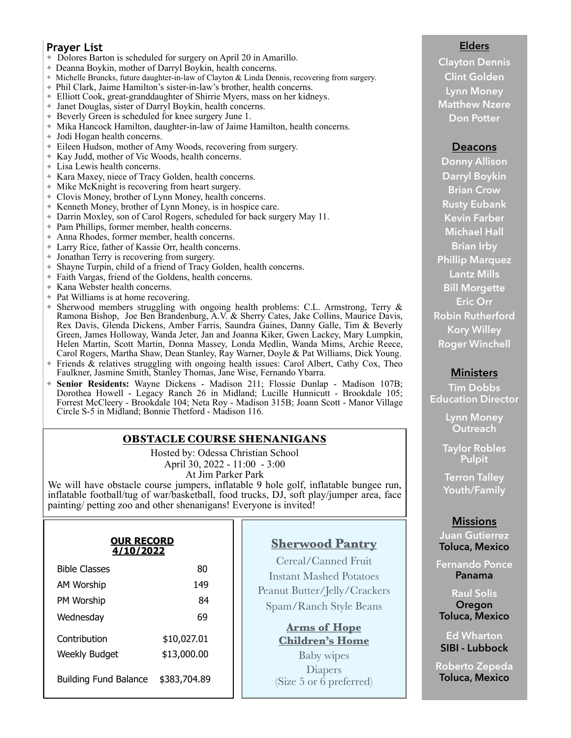## Prayer List

- Dolores Barton is scheduled for surgery on April 20 in Amarillo.
- Deanna Boykin, mother of Darryl Boykin, health concerns.
- Michelle Bruncks, future daughter-in-law of Clayton & Linda Dennis, recovering from surgery.
- Phil Clark, Jaime Hamilton's sister-in-law's brother, health concerns.
- Elliott Cook, great-granddaughter of Shirrie Myers, mass on her kidneys.
- Janet Douglas, sister of Darryl Boykin, health concerns.
- Beverly Green is scheduled for knee surgery June 1.
- Mika Hancock Hamilton, daughter-in-law of Jaime Hamilton, health concerns.
- Jodi Hogan health concerns.
- Eileen Hudson, mother of Amy Woods, recovering from surgery.
- Kay Judd, mother of Vic Woods, health concerns.
- Lisa Lewis health concerns.
- Kara Maxey, niece of Tracy Golden, health concerns.
- Mike McKnight is recovering from heart surgery.
- Clovis Money, brother of Lynn Money, health concerns.
- Kenneth Money, brother of Lynn Money, is in hospice care.
- Darrin Moxley, son of Carol Rogers, scheduled for back surgery May 11.
- Pam Phillips, former member, health concerns.
- Anna Rhodes, former member, health concerns.
- Larry Rice, father of Kassie Orr, health concerns.
- Jonathan Terry is recovering from surgery.
- Shayne Turpin, child of a friend of Tracy Golden, health concerns.
- Faith Vargas, friend of the Goldens, health concerns.
- Kana Webster health concerns.
- Pat Williams is at home recovering.
- Sherwood members struggling with ongoing health problems: C.L. Armstrong, Terry & Ramona Bishop, Joe Ben Brandenburg, A.V. & Sherry Cates, Jake Collins, Maurice Davis, Rex Davis, Glenda Dickens, Amber Farris, Saundra Gaines, Danny Galle, Tim & Beverly Green, James Holloway, Wanda Jeter, Jan and Joanna Kiker, Gwen Lackey, Mary Lumpkin, Helen Martin, Scott Martin, Donna Massey, Londa Medlin, Wanda Mims, Archie Reece, Carol Rogers, Martha Shaw, Dean Stanley, Ray Warner, Doyle & Pat Williams, Dick Young.
- Friends & relatives struggling with ongoing health issues: Carol Albert, Cathy Cox, Theo Faulkner, Jasmine Smith, Stanley Thomas, Jane Wise, Fernando Ybarra.
- **Senior Residents:** Wayne Dickens - Madison 211; Flossie Dunlap - Madison 107B; Dorothea Howell - Legacy Ranch 26 in Midland; Lucille Hunnicutt - Brookdale 105; Forrest McCleery - Brookdale 104; Neta Roy - Madison 315B; Joann Scott - Manor Village Circle S-5 in Midland; Bonnie Thetford - Madison 116.

## OBSTACLE COURSE SHENANIGANS

Hosted by: Odessa Christian School
April 30, 2022 - 11:00 - 3:00
At Jim Parker Park

We will have obstacle course jumpers, inflatable 9 hole golf, inflatable bungee run, inflatable football/tug of war/basketball, food trucks, DJ, soft play/jumper area, face painting/ petting zoo and other shenanigans! Everyone is invited!

### OUR RECORD 4/10/2022

| | |
|---|---|
| Bible Classes | 80 |
| AM Worship | 149 |
| PM Worship | 84 |
| Wednesday | 69 |
| Contribution | $10,027.01 |
| Weekly Budget | $13,000.00 |
| Building Fund Balance | $383,704.89 |

### Sherwood Pantry

Cereal/Canned Fruit
Instant Mashed Potatoes
Peanut Butter/Jelly/Crackers
Spam/Ranch Style Beans

### Arms of Hope Children's Home

Baby wipes
Diapers
(Size 5 or 6 preferred)

### Elders

Clayton Dennis
Clint Golden
Lynn Money
Matthew Nzere
Don Potter

### Deacons

Donny Allison
Darryl Boykin
Brian Crow
Rusty Eubank
Kevin Farber
Michael Hall
Brian Irby
Phillip Marquez
Lantz Mills
Bill Morgette
Eric Orr
Robin Rutherford
Kory Willey
Roger Winchell

### Ministers

Tim Dobbs
Education Director

Lynn Money
Outreach

Taylor Robles
Pulpit

Terron Talley
Youth/Family

### Missions

Juan Gutierrez
Toluca, Mexico

Fernando Ponce
Panama

Raul Solis
Oregon
Toluca, Mexico

Ed Wharton
SIBI - Lubbock

Roberto Zepeda
Toluca, Mexico